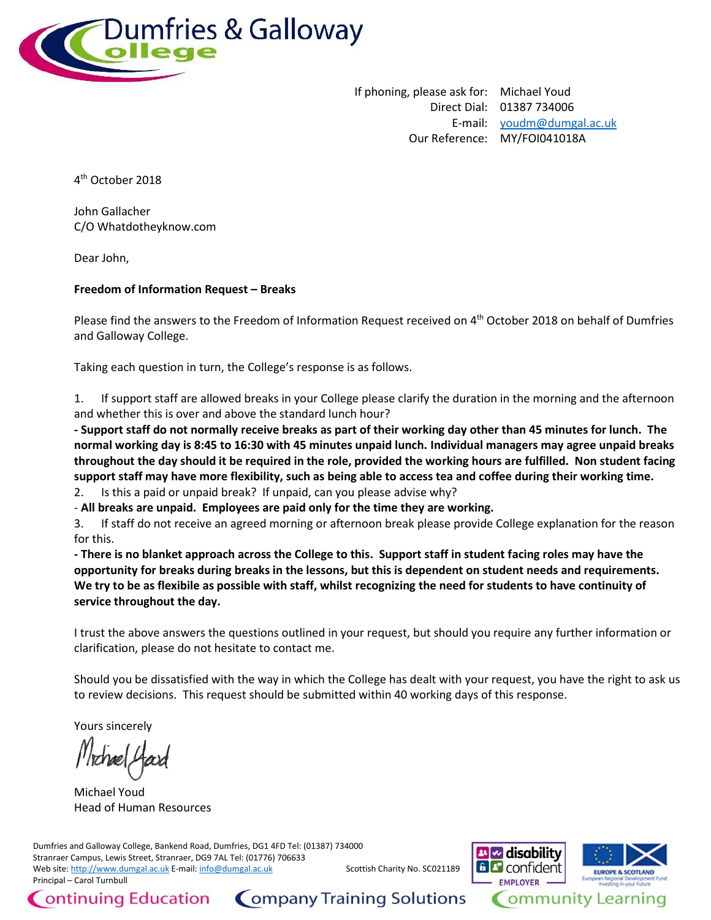Dumfries & Galloway College

If phoning, please ask for: Michael Youd
Direct Dial: 01387 734006
E-mail: youdm@dumgal.ac.uk
Our Reference: MY/FOI041018A

4th October 2018

John Gallacher
C/O Whatdotheyknow.com

Dear John,

**Freedom of Information Request – Breaks**

Please find the answers to the Freedom of Information Request received on 4th October 2018 on behalf of Dumfries and Galloway College.

Taking each question in turn, the College's response is as follows.

1. If support staff are allowed breaks in your College please clarify the duration in the morning and the afternoon and whether this is over and above the standard lunch hour?

**- Support staff do not normally receive breaks as part of their working day other than 45 minutes for lunch. The normal working day is 8:45 to 16:30 with 45 minutes unpaid lunch. Individual managers may agree unpaid breaks throughout the day should it be required in the role, provided the working hours are fulfilled. Non student facing support staff may have more flexibility, such as being able to access tea and coffee during their working time.**

2. Is this a paid or unpaid break? If unpaid, can you please advise why?

- **All breaks are unpaid. Employees are paid only for the time they are working.**

3. If staff do not receive an agreed morning or afternoon break please provide College explanation for the reason for this.

**- There is no blanket approach across the College to this. Support staff in student facing roles may have the opportunity for breaks during breaks in the lessons, but this is dependent on student needs and requirements. We try to be as flexibile as possible with staff, whilst recognizing the need for students to have continuity of service throughout the day.**

I trust the above answers the questions outlined in your request, but should you require any further information or clarification, please do not hesitate to contact me.

Should you be dissatisfied with the way in which the College has dealt with your request, you have the right to ask us to review decisions. This request should be submitted within 40 working days of this response.

Yours sincerely

Michael Youd
Head of Human Resources

Dumfries and Galloway College, Bankend Road, Dumfries, DG1 4FD Tel: (01387) 734000
Stranraer Campus, Lewis Street, Stranraer, DG9 7AL Tel: (01776) 706633
Web site: http://www.dumgal.ac.uk E-mail: info@dumgal.ac.uk
Principal – Carol Turnbull

Scottish Charity No. SC021189

Continuing Education Company Training Solutions Community Learning